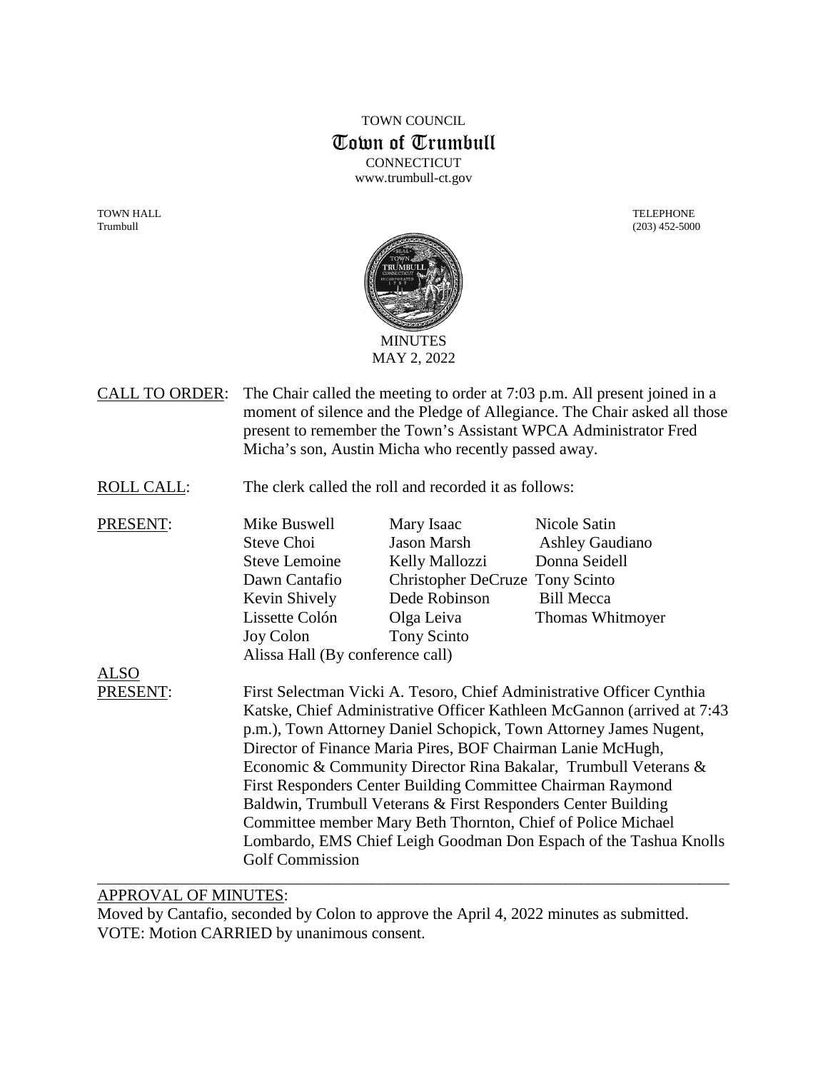TOWN COUNCIL

# Town of Trumbull

CONNECTICUT

www.trumbull-ct.gov

TOWN HALL
Trumbull

TELEPHONE
(203) 452-5000

MINUTES

MAY 2, 2022

CALL TO ORDER: The Chair called the meeting to order at 7:03 p.m. All present joined in a moment of silence and the Pledge of Allegiance. The Chair asked all those present to remember the Town's Assistant WPCA Administrator Fred Micha's son, Austin Micha who recently passed away.

ROLL CALL: The clerk called the roll and recorded it as follows:

PRESENT:

| | | |
|---|---|---|
| Mike Buswell | Mary Isaac | Nicole Satin |
| Steve Choi | Jason Marsh | Ashley Gaudiano |
| Steve Lemoine | Kelly Mallozzi | Donna Seidell |
| Dawn Cantafio | Christopher DeCruze | Tony Scinto |
| Kevin Shively | Dede Robinson | Bill Mecca |
| Lissette Colón | Olga Leiva | Thomas Whitmoyer |
| Joy Colon | Tony Scinto | |

Alissa Hall (By conference call)

ALSO PRESENT: First Selectman Vicki A. Tesoro, Chief Administrative Officer Cynthia Katske, Chief Administrative Officer Kathleen McGannon (arrived at 7:43 p.m.), Town Attorney Daniel Schopick, Town Attorney James Nugent, Director of Finance Maria Pires, BOF Chairman Lanie McHugh, Economic & Community Director Rina Bakalar, Trumbull Veterans & First Responders Center Building Committee Chairman Raymond Baldwin, Trumbull Veterans & First Responders Center Building Committee member Mary Beth Thornton, Chief of Police Michael Lombardo, EMS Chief Leigh Goodman Don Espach of the Tashua Knolls Golf Commission

---

APPROVAL OF MINUTES:

Moved by Cantafio, seconded by Colon to approve the April 4, 2022 minutes as submitted.
VOTE: Motion CARRIED by unanimous consent.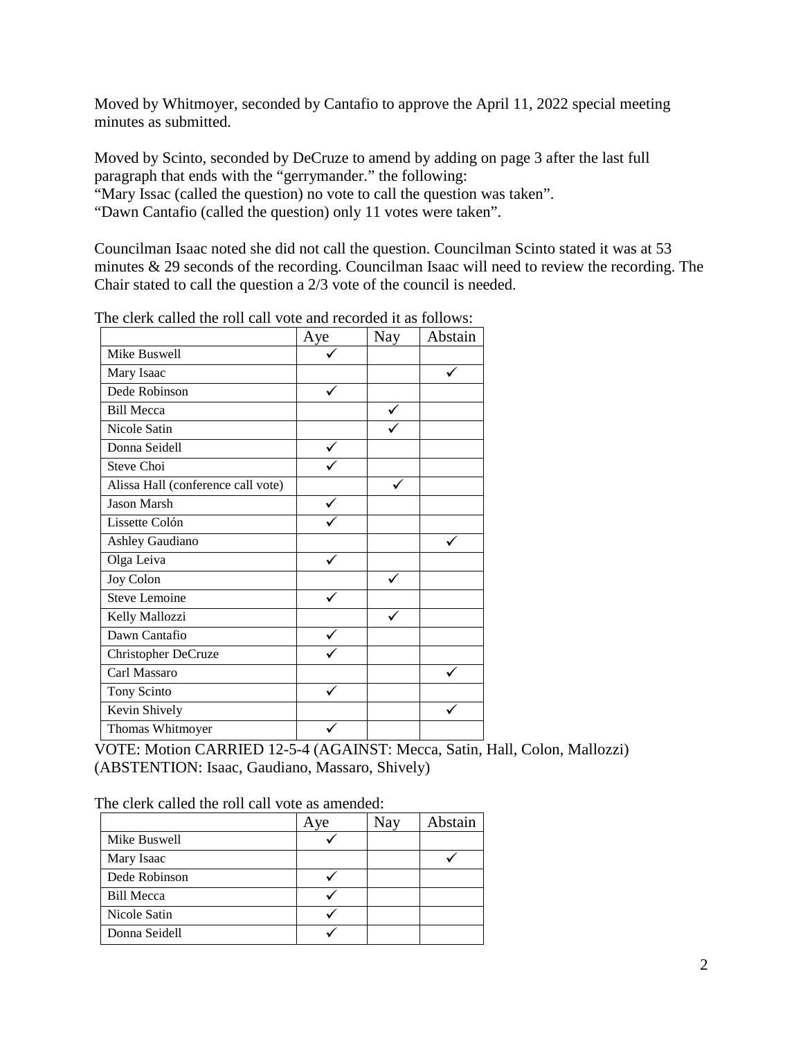Moved by Whitmoyer, seconded by Cantafio to approve the April 11, 2022 special meeting minutes as submitted.

Moved by Scinto, seconded by DeCruze to amend by adding on page 3 after the last full paragraph that ends with the "gerrymander." the following:
"Mary Issac (called the question) no vote to call the question was taken".
"Dawn Cantafio (called the question) only 11 votes were taken".

Councilman Isaac noted she did not call the question. Councilman Scinto stated it was at 53 minutes & 29 seconds of the recording. Councilman Isaac will need to review the recording. The Chair stated to call the question a 2/3 vote of the council is needed.

The clerk called the roll call vote and recorded it as follows:

| | Aye | Nay | Abstain |
|---|---|---|---|
| Mike Buswell | ✓ | | |
| Mary Isaac | | | ✓ |
| Dede Robinson | ✓ | | |
| Bill Mecca | | ✓ | |
| Nicole Satin | | ✓ | |
| Donna Seidell | ✓ | | |
| Steve Choi | ✓ | | |
| Alissa Hall (conference call vote) | | ✓ | |
| Jason Marsh | ✓ | | |
| Lissette Colón | ✓ | | |
| Ashley Gaudiano | | | ✓ |
| Olga Leiva | ✓ | | |
| Joy Colon | | ✓ | |
| Steve Lemoine | ✓ | | |
| Kelly Mallozzi | | ✓ | |
| Dawn Cantafio | ✓ | | |
| Christopher DeCruze | ✓ | | |
| Carl Massaro | | | ✓ |
| Tony Scinto | ✓ | | |
| Kevin Shively | | | ✓ |
| Thomas Whitmoyer | ✓ | | |

VOTE: Motion CARRIED 12-5-4 (AGAINST: Mecca, Satin, Hall, Colon, Mallozzi) (ABSTENTION: Isaac, Gaudiano, Massaro, Shively)

The clerk called the roll call vote as amended:

| | Aye | Nay | Abstain |
|---|---|---|---|
| Mike Buswell | ✓ | | |
| Mary Isaac | | | ✓ |
| Dede Robinson | ✓ | | |
| Bill Mecca | ✓ | | |
| Nicole Satin | ✓ | | |
| Donna Seidell | ✓ | | |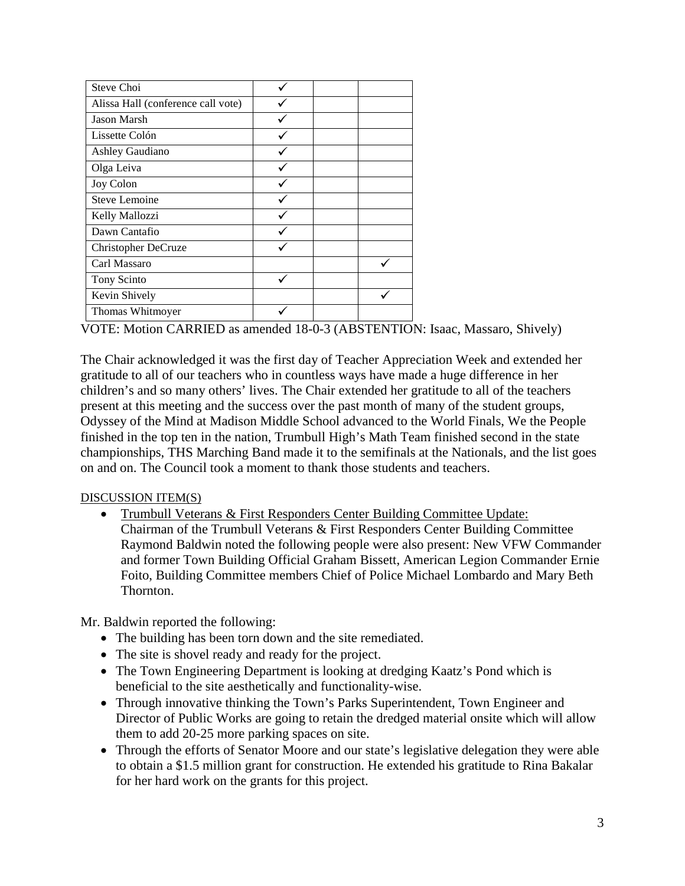| | | | |
|---|---|---|---|
| Steve Choi | ✓ | | |
| Alissa Hall (conference call vote) | ✓ | | |
| Jason Marsh | ✓ | | |
| Lissette Colón | ✓ | | |
| Ashley Gaudiano | ✓ | | |
| Olga Leiva | ✓ | | |
| Joy Colon | ✓ | | |
| Steve Lemoine | ✓ | | |
| Kelly Mallozzi | ✓ | | |
| Dawn Cantafio | ✓ | | |
| Christopher DeCruze | ✓ | | |
| Carl Massaro | | | ✓ |
| Tony Scinto | ✓ | | |
| Kevin Shively | | | ✓ |
| Thomas Whitmoyer | ✓ | | |

VOTE: Motion CARRIED as amended 18-0-3 (ABSTENTION: Isaac, Massaro, Shively)

The Chair acknowledged it was the first day of Teacher Appreciation Week and extended her gratitude to all of our teachers who in countless ways have made a huge difference in her children's and so many others' lives. The Chair extended her gratitude to all of the teachers present at this meeting and the success over the past month of many of the student groups, Odyssey of the Mind at Madison Middle School advanced to the World Finals, We the People finished in the top ten in the nation, Trumbull High's Math Team finished second in the state championships, THS Marching Band made it to the semifinals at the Nationals, and the list goes on and on. The Council took a moment to thank those students and teachers.

DISCUSSION ITEM(S)

- Trumbull Veterans & First Responders Center Building Committee Update: Chairman of the Trumbull Veterans & First Responders Center Building Committee Raymond Baldwin noted the following people were also present: New VFW Commander and former Town Building Official Graham Bissett, American Legion Commander Ernie Foito, Building Committee members Chief of Police Michael Lombardo and Mary Beth Thornton.

Mr. Baldwin reported the following:

- The building has been torn down and the site remediated.
- The site is shovel ready and ready for the project.
- The Town Engineering Department is looking at dredging Kaatz's Pond which is beneficial to the site aesthetically and functionality-wise.
- Through innovative thinking the Town's Parks Superintendent, Town Engineer and Director of Public Works are going to retain the dredged material onsite which will allow them to add 20-25 more parking spaces on site.
- Through the efforts of Senator Moore and our state's legislative delegation they were able to obtain a $1.5 million grant for construction. He extended his gratitude to Rina Bakalar for her hard work on the grants for this project.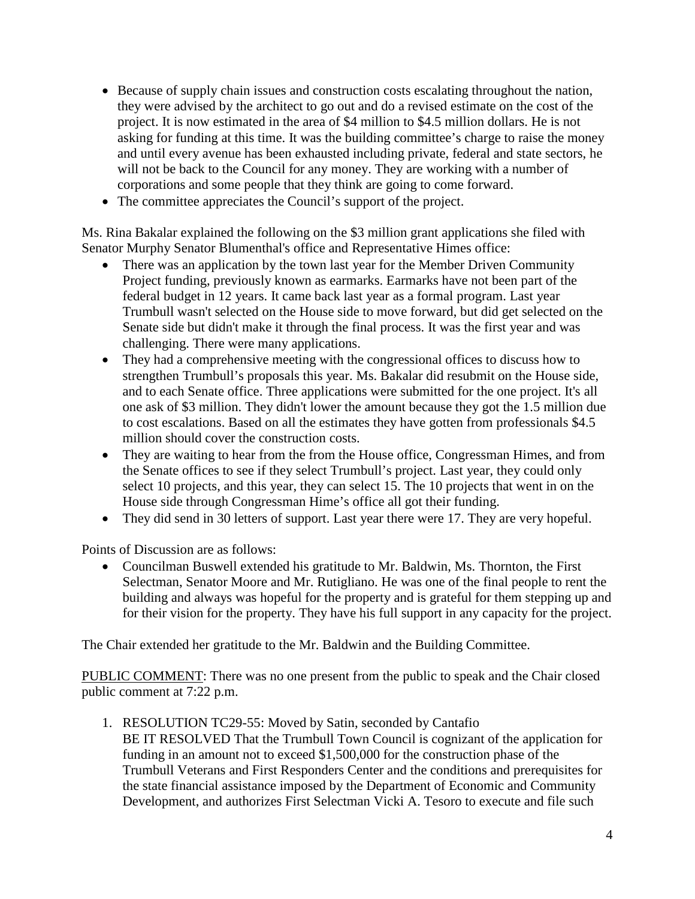- Because of supply chain issues and construction costs escalating throughout the nation, they were advised by the architect to go out and do a revised estimate on the cost of the project. It is now estimated in the area of $4 million to $4.5 million dollars. He is not asking for funding at this time. It was the building committee's charge to raise the money and until every avenue has been exhausted including private, federal and state sectors, he will not be back to the Council for any money. They are working with a number of corporations and some people that they think are going to come forward.
- The committee appreciates the Council's support of the project.

Ms. Rina Bakalar explained the following on the $3 million grant applications she filed with Senator Murphy Senator Blumenthal's office and Representative Himes office:

- There was an application by the town last year for the Member Driven Community Project funding, previously known as earmarks. Earmarks have not been part of the federal budget in 12 years. It came back last year as a formal program. Last year Trumbull wasn't selected on the House side to move forward, but did get selected on the Senate side but didn't make it through the final process. It was the first year and was challenging. There were many applications.
- They had a comprehensive meeting with the congressional offices to discuss how to strengthen Trumbull's proposals this year. Ms. Bakalar did resubmit on the House side, and to each Senate office. Three applications were submitted for the one project. It's all one ask of $3 million. They didn't lower the amount because they got the 1.5 million due to cost escalations. Based on all the estimates they have gotten from professionals $4.5 million should cover the construction costs.
- They are waiting to hear from the from the House office, Congressman Himes, and from the Senate offices to see if they select Trumbull's project. Last year, they could only select 10 projects, and this year, they can select 15. The 10 projects that went in on the House side through Congressman Hime's office all got their funding.
- They did send in 30 letters of support. Last year there were 17. They are very hopeful.

Points of Discussion are as follows:

- Councilman Buswell extended his gratitude to Mr. Baldwin, Ms. Thornton, the First Selectman, Senator Moore and Mr. Rutigliano. He was one of the final people to rent the building and always was hopeful for the property and is grateful for them stepping up and for their vision for the property. They have his full support in any capacity for the project.

The Chair extended her gratitude to the Mr. Baldwin and the Building Committee.

PUBLIC COMMENT: There was no one present from the public to speak and the Chair closed public comment at 7:22 p.m.

1. RESOLUTION TC29-55: Moved by Satin, seconded by Cantafio
   BE IT RESOLVED That the Trumbull Town Council is cognizant of the application for funding in an amount not to exceed $1,500,000 for the construction phase of the Trumbull Veterans and First Responders Center and the conditions and prerequisites for the state financial assistance imposed by the Department of Economic and Community Development, and authorizes First Selectman Vicki A. Tesoro to execute and file such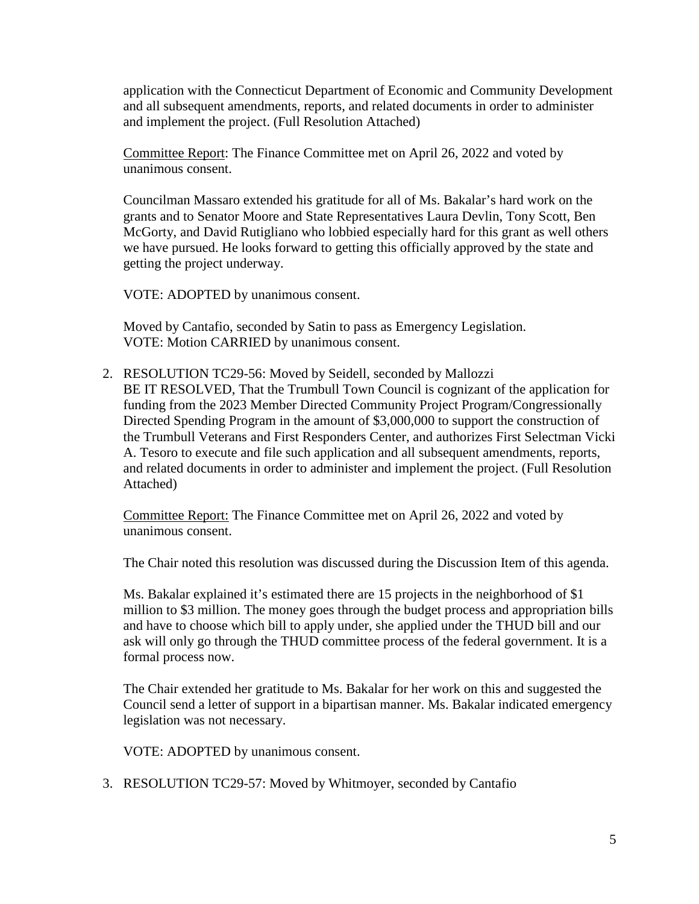application with the Connecticut Department of Economic and Community Development and all subsequent amendments, reports, and related documents in order to administer and implement the project. (Full Resolution Attached)

Committee Report: The Finance Committee met on April 26, 2022 and voted by unanimous consent.

Councilman Massaro extended his gratitude for all of Ms. Bakalar's hard work on the grants and to Senator Moore and State Representatives Laura Devlin, Tony Scott, Ben McGorty, and David Rutigliano who lobbied especially hard for this grant as well others we have pursued. He looks forward to getting this officially approved by the state and getting the project underway.

VOTE: ADOPTED by unanimous consent.

Moved by Cantafio, seconded by Satin to pass as Emergency Legislation.
VOTE: Motion CARRIED by unanimous consent.

2. RESOLUTION TC29-56: Moved by Seidell, seconded by Mallozzi
   BE IT RESOLVED, That the Trumbull Town Council is cognizant of the application for funding from the 2023 Member Directed Community Project Program/Congressionally Directed Spending Program in the amount of $3,000,000 to support the construction of the Trumbull Veterans and First Responders Center, and authorizes First Selectman Vicki A. Tesoro to execute and file such application and all subsequent amendments, reports, and related documents in order to administer and implement the project. (Full Resolution Attached)

   Committee Report: The Finance Committee met on April 26, 2022 and voted by unanimous consent.

   The Chair noted this resolution was discussed during the Discussion Item of this agenda.

   Ms. Bakalar explained it's estimated there are 15 projects in the neighborhood of $1 million to $3 million. The money goes through the budget process and appropriation bills and have to choose which bill to apply under, she applied under the THUD bill and our ask will only go through the THUD committee process of the federal government. It is a formal process now.

   The Chair extended her gratitude to Ms. Bakalar for her work on this and suggested the Council send a letter of support in a bipartisan manner. Ms. Bakalar indicated emergency legislation was not necessary.

   VOTE: ADOPTED by unanimous consent.

3. RESOLUTION TC29-57: Moved by Whitmoyer, seconded by Cantafio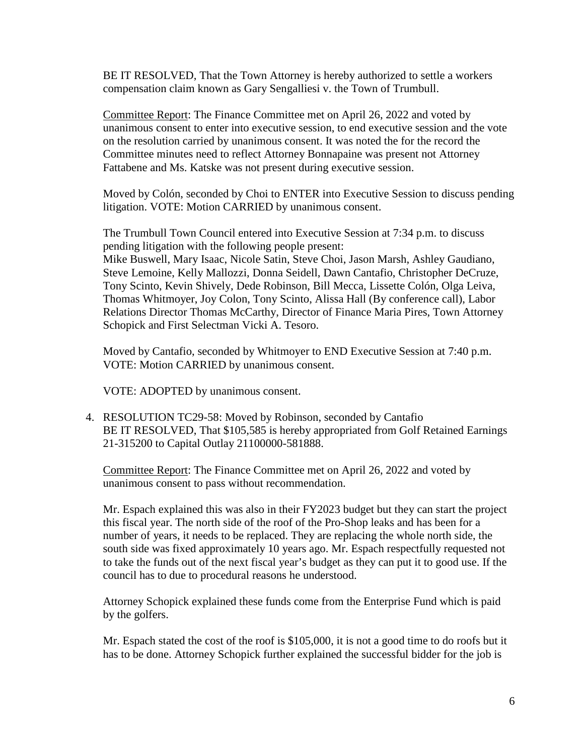BE IT RESOLVED, That the Town Attorney is hereby authorized to settle a workers compensation claim known as Gary Sengalliesi v. the Town of Trumbull.

Committee Report: The Finance Committee met on April 26, 2022 and voted by unanimous consent to enter into executive session, to end executive session and the vote on the resolution carried by unanimous consent. It was noted the for the record the Committee minutes need to reflect Attorney Bonnapaine was present not Attorney Fattabene and Ms. Katske was not present during executive session.

Moved by Colón, seconded by Choi to ENTER into Executive Session to discuss pending litigation. VOTE: Motion CARRIED by unanimous consent.

The Trumbull Town Council entered into Executive Session at 7:34 p.m. to discuss pending litigation with the following people present:
Mike Buswell, Mary Isaac, Nicole Satin, Steve Choi, Jason Marsh, Ashley Gaudiano, Steve Lemoine, Kelly Mallozzi, Donna Seidell, Dawn Cantafio, Christopher DeCruze, Tony Scinto, Kevin Shively, Dede Robinson, Bill Mecca, Lissette Colón, Olga Leiva, Thomas Whitmoyer, Joy Colon, Tony Scinto, Alissa Hall (By conference call), Labor Relations Director Thomas McCarthy, Director of Finance Maria Pires, Town Attorney Schopick and First Selectman Vicki A. Tesoro.

Moved by Cantafio, seconded by Whitmoyer to END Executive Session at 7:40 p.m. VOTE: Motion CARRIED by unanimous consent.

VOTE: ADOPTED by unanimous consent.

4. RESOLUTION TC29-58: Moved by Robinson, seconded by Cantafio
BE IT RESOLVED, That $105,585 is hereby appropriated from Golf Retained Earnings 21-315200 to Capital Outlay 21100000-581888.

Committee Report: The Finance Committee met on April 26, 2022 and voted by unanimous consent to pass without recommendation.

Mr. Espach explained this was also in their FY2023 budget but they can start the project this fiscal year. The north side of the roof of the Pro-Shop leaks and has been for a number of years, it needs to be replaced. They are replacing the whole north side, the south side was fixed approximately 10 years ago. Mr. Espach respectfully requested not to take the funds out of the next fiscal year's budget as they can put it to good use. If the council has to due to procedural reasons he understood.

Attorney Schopick explained these funds come from the Enterprise Fund which is paid by the golfers.

Mr. Espach stated the cost of the roof is $105,000, it is not a good time to do roofs but it has to be done. Attorney Schopick further explained the successful bidder for the job is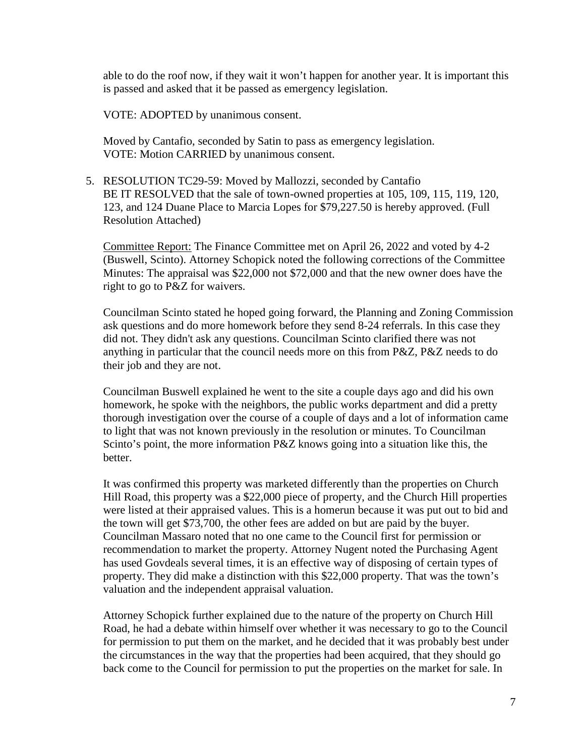able to do the roof now, if they wait it won't happen for another year. It is important this is passed and asked that it be passed as emergency legislation.

VOTE: ADOPTED by unanimous consent.

Moved by Cantafio, seconded by Satin to pass as emergency legislation.
VOTE: Motion CARRIED by unanimous consent.

5. RESOLUTION TC29-59: Moved by Mallozzi, seconded by Cantafio
   BE IT RESOLVED that the sale of town-owned properties at 105, 109, 115, 119, 120, 123, and 124 Duane Place to Marcia Lopes for $79,227.50 is hereby approved. (Full Resolution Attached)

   Committee Report: The Finance Committee met on April 26, 2022 and voted by 4-2 (Buswell, Scinto). Attorney Schopick noted the following corrections of the Committee Minutes: The appraisal was $22,000 not $72,000 and that the new owner does have the right to go to P&Z for waivers.

   Councilman Scinto stated he hoped going forward, the Planning and Zoning Commission ask questions and do more homework before they send 8-24 referrals. In this case they did not. They didn't ask any questions. Councilman Scinto clarified there was not anything in particular that the council needs more on this from P&Z, P&Z needs to do their job and they are not.

   Councilman Buswell explained he went to the site a couple days ago and did his own homework, he spoke with the neighbors, the public works department and did a pretty thorough investigation over the course of a couple of days and a lot of information came to light that was not known previously in the resolution or minutes. To Councilman Scinto's point, the more information P&Z knows going into a situation like this, the better.

   It was confirmed this property was marketed differently than the properties on Church Hill Road, this property was a $22,000 piece of property, and the Church Hill properties were listed at their appraised values. This is a homerun because it was put out to bid and the town will get $73,700, the other fees are added on but are paid by the buyer. Councilman Massaro noted that no one came to the Council first for permission or recommendation to market the property. Attorney Nugent noted the Purchasing Agent has used Govdeals several times, it is an effective way of disposing of certain types of property. They did make a distinction with this $22,000 property. That was the town's valuation and the independent appraisal valuation.

   Attorney Schopick further explained due to the nature of the property on Church Hill Road, he had a debate within himself over whether it was necessary to go to the Council for permission to put them on the market, and he decided that it was probably best under the circumstances in the way that the properties had been acquired, that they should go back come to the Council for permission to put the properties on the market for sale. In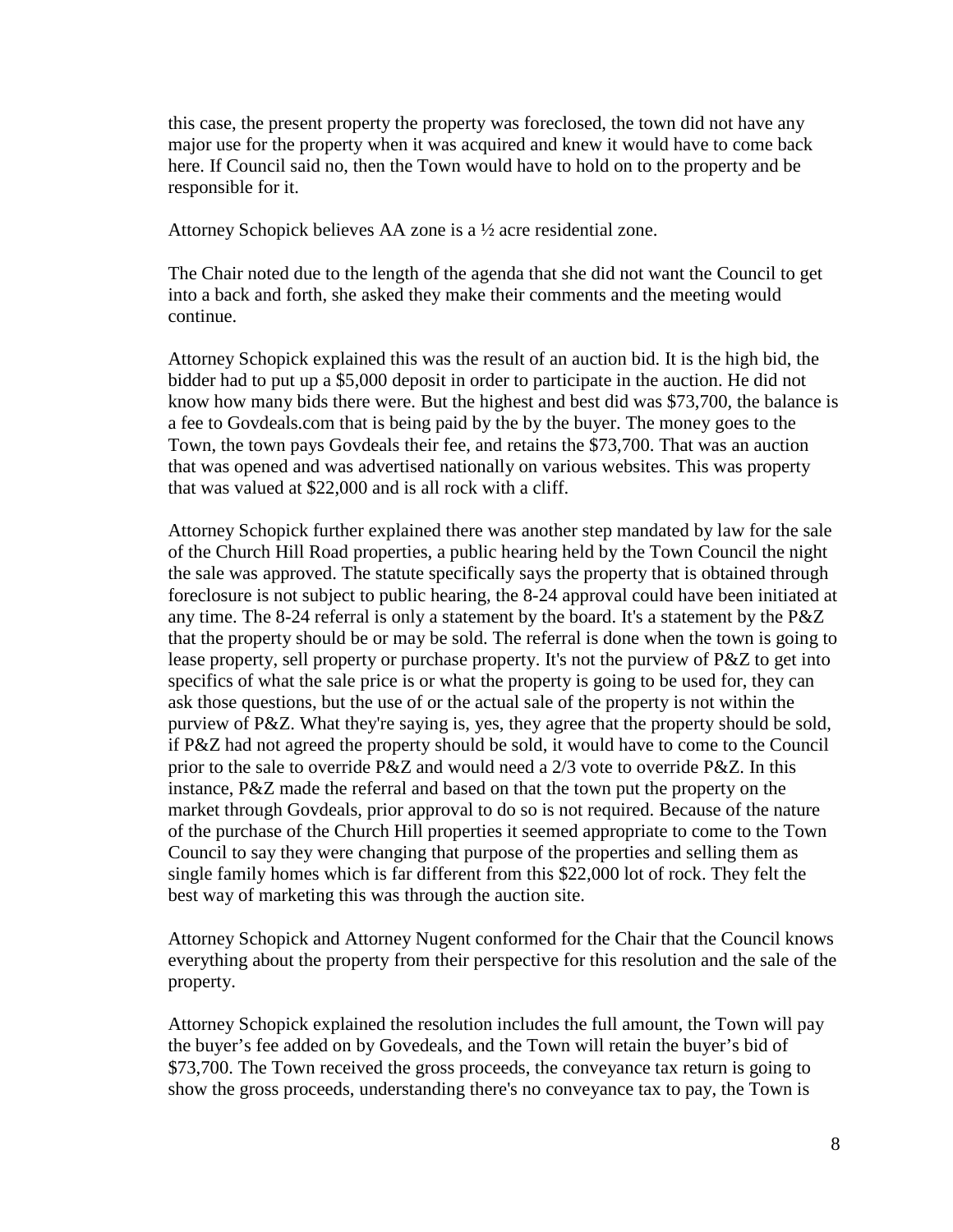this case, the present property the property was foreclosed, the town did not have any major use for the property when it was acquired and knew it would have to come back here. If Council said no, then the Town would have to hold on to the property and be responsible for it.

Attorney Schopick believes AA zone is a ½ acre residential zone.

The Chair noted due to the length of the agenda that she did not want the Council to get into a back and forth, she asked they make their comments and the meeting would continue.

Attorney Schopick explained this was the result of an auction bid. It is the high bid, the bidder had to put up a $5,000 deposit in order to participate in the auction. He did not know how many bids there were. But the highest and best did was $73,700, the balance is a fee to Govdeals.com that is being paid by the by the buyer. The money goes to the Town, the town pays Govdeals their fee, and retains the $73,700. That was an auction that was opened and was advertised nationally on various websites. This was property that was valued at $22,000 and is all rock with a cliff.

Attorney Schopick further explained there was another step mandated by law for the sale of the Church Hill Road properties, a public hearing held by the Town Council the night the sale was approved. The statute specifically says the property that is obtained through foreclosure is not subject to public hearing, the 8-24 approval could have been initiated at any time. The 8-24 referral is only a statement by the board. It's a statement by the P&Z that the property should be or may be sold. The referral is done when the town is going to lease property, sell property or purchase property. It's not the purview of P&Z to get into specifics of what the sale price is or what the property is going to be used for, they can ask those questions, but the use of or the actual sale of the property is not within the purview of P&Z. What they're saying is, yes, they agree that the property should be sold, if P&Z had not agreed the property should be sold, it would have to come to the Council prior to the sale to override P&Z and would need a 2/3 vote to override P&Z. In this instance, P&Z made the referral and based on that the town put the property on the market through Govdeals, prior approval to do so is not required. Because of the nature of the purchase of the Church Hill properties it seemed appropriate to come to the Town Council to say they were changing that purpose of the properties and selling them as single family homes which is far different from this $22,000 lot of rock. They felt the best way of marketing this was through the auction site.

Attorney Schopick and Attorney Nugent conformed for the Chair that the Council knows everything about the property from their perspective for this resolution and the sale of the property.

Attorney Schopick explained the resolution includes the full amount, the Town will pay the buyer's fee added on by Govedeals, and the Town will retain the buyer's bid of $73,700. The Town received the gross proceeds, the conveyance tax return is going to show the gross proceeds, understanding there's no conveyance tax to pay, the Town is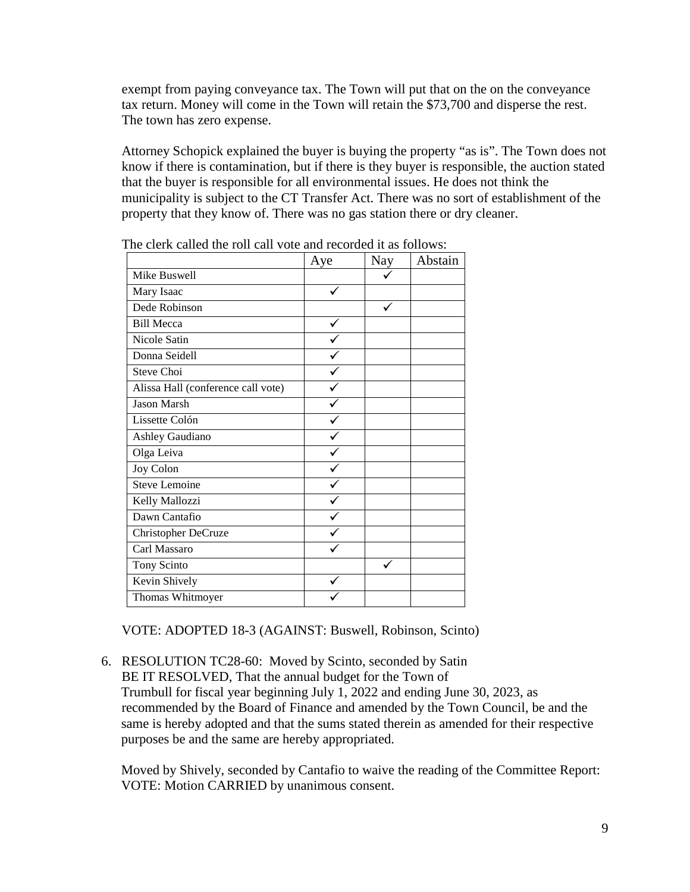exempt from paying conveyance tax. The Town will put that on the on the conveyance tax return. Money will come in the Town will retain the $73,700 and disperse the rest. The town has zero expense.

Attorney Schopick explained the buyer is buying the property "as is". The Town does not know if there is contamination, but if there is they buyer is responsible, the auction stated that the buyer is responsible for all environmental issues. He does not think the municipality is subject to the CT Transfer Act. There was no sort of establishment of the property that they know of. There was no gas station there or dry cleaner.

The clerk called the roll call vote and recorded it as follows:

| | Aye | Nay | Abstain |
|---|---|---|---|
| Mike Buswell | | ✓ | |
| Mary Isaac | ✓ | | |
| Dede Robinson | | ✓ | |
| Bill Mecca | ✓ | | |
| Nicole Satin | ✓ | | |
| Donna Seidell | ✓ | | |
| Steve Choi | ✓ | | |
| Alissa Hall (conference call vote) | ✓ | | |
| Jason Marsh | ✓ | | |
| Lissette Colón | ✓ | | |
| Ashley Gaudiano | ✓ | | |
| Olga Leiva | ✓ | | |
| Joy Colon | ✓ | | |
| Steve Lemoine | ✓ | | |
| Kelly Mallozzi | ✓ | | |
| Dawn Cantafio | ✓ | | |
| Christopher DeCruze | ✓ | | |
| Carl Massaro | ✓ | | |
| Tony Scinto | | ✓ | |
| Kevin Shively | ✓ | | |
| Thomas Whitmoyer | ✓ | | |

VOTE: ADOPTED 18-3 (AGAINST: Buswell, Robinson, Scinto)

6. RESOLUTION TC28-60: Moved by Scinto, seconded by Satin
   BE IT RESOLVED, That the annual budget for the Town of Trumbull for fiscal year beginning July 1, 2022 and ending June 30, 2023, as recommended by the Board of Finance and amended by the Town Council, be and the same is hereby adopted and that the sums stated therein as amended for their respective purposes be and the same are hereby appropriated.

   Moved by Shively, seconded by Cantafio to waive the reading of the Committee Report:
   VOTE: Motion CARRIED by unanimous consent.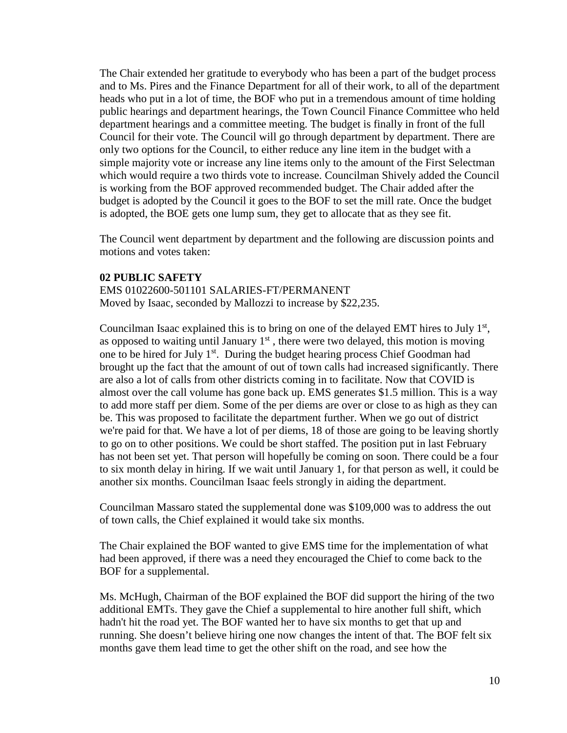The Chair extended her gratitude to everybody who has been a part of the budget process and to Ms. Pires and the Finance Department for all of their work, to all of the department heads who put in a lot of time, the BOF who put in a tremendous amount of time holding public hearings and department hearings, the Town Council Finance Committee who held department hearings and a committee meeting. The budget is finally in front of the full Council for their vote. The Council will go through department by department. There are only two options for the Council, to either reduce any line item in the budget with a simple majority vote or increase any line items only to the amount of the First Selectman which would require a two thirds vote to increase. Councilman Shively added the Council is working from the BOF approved recommended budget. The Chair added after the budget is adopted by the Council it goes to the BOF to set the mill rate. Once the budget is adopted, the BOE gets one lump sum, they get to allocate that as they see fit.

The Council went department by department and the following are discussion points and motions and votes taken:

**02 PUBLIC SAFETY**

EMS 01022600-501101 SALARIES-FT/PERMANENT
Moved by Isaac, seconded by Mallozzi to increase by $22,235.

Councilman Isaac explained this is to bring on one of the delayed EMT hires to July 1st, as opposed to waiting until January 1st , there were two delayed, this motion is moving one to be hired for July 1st. During the budget hearing process Chief Goodman had brought up the fact that the amount of out of town calls had increased significantly. There are also a lot of calls from other districts coming in to facilitate. Now that COVID is almost over the call volume has gone back up. EMS generates $1.5 million. This is a way to add more staff per diem. Some of the per diems are over or close to as high as they can be. This was proposed to facilitate the department further. When we go out of district we're paid for that. We have a lot of per diems, 18 of those are going to be leaving shortly to go on to other positions. We could be short staffed. The position put in last February has not been set yet. That person will hopefully be coming on soon. There could be a four to six month delay in hiring. If we wait until January 1, for that person as well, it could be another six months. Councilman Isaac feels strongly in aiding the department.

Councilman Massaro stated the supplemental done was $109,000 was to address the out of town calls, the Chief explained it would take six months.

The Chair explained the BOF wanted to give EMS time for the implementation of what had been approved, if there was a need they encouraged the Chief to come back to the BOF for a supplemental.

Ms. McHugh, Chairman of the BOF explained the BOF did support the hiring of the two additional EMTs. They gave the Chief a supplemental to hire another full shift, which hadn't hit the road yet. The BOF wanted her to have six months to get that up and running. She doesn't believe hiring one now changes the intent of that. The BOF felt six months gave them lead time to get the other shift on the road, and see how the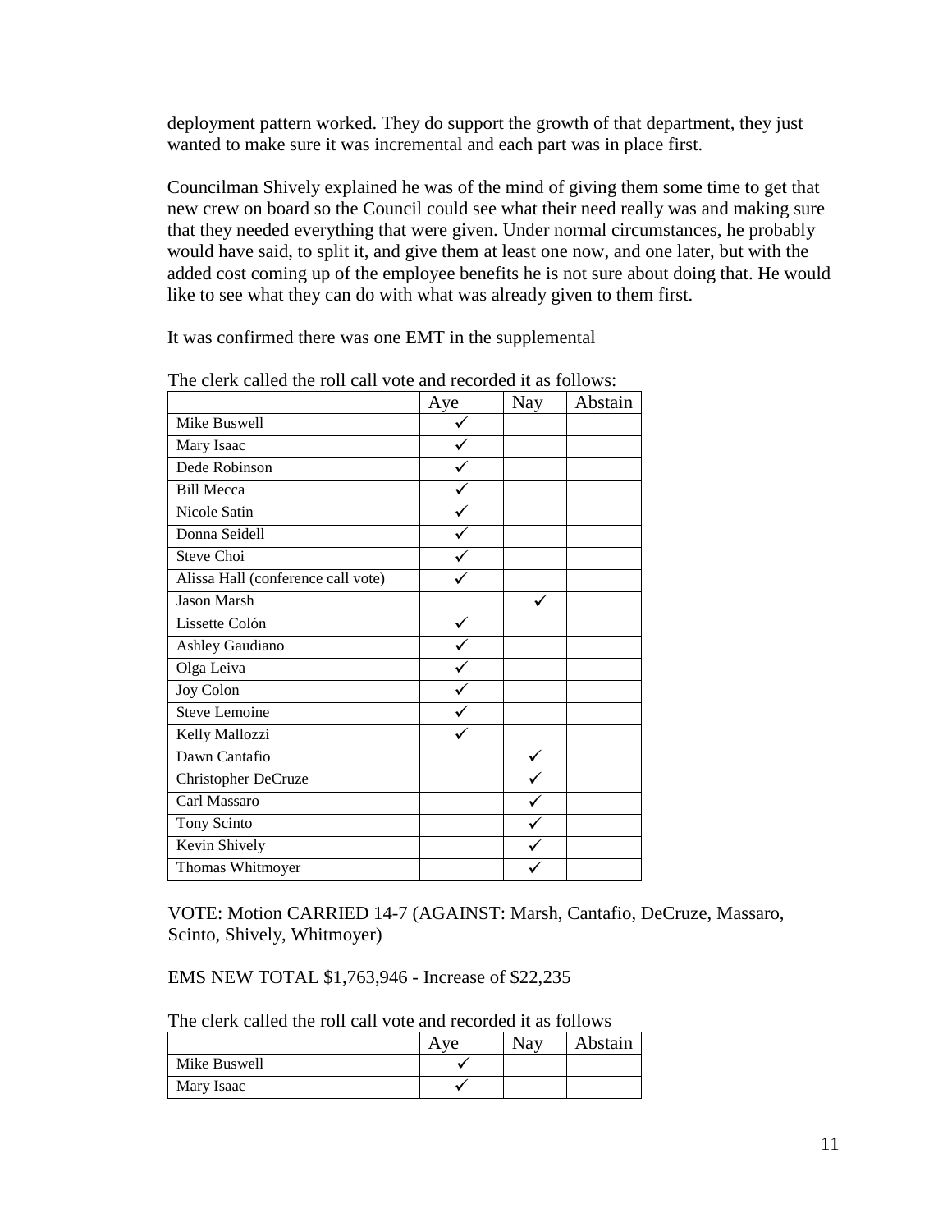deployment pattern worked. They do support the growth of that department, they just wanted to make sure it was incremental and each part was in place first.

Councilman Shively explained he was of the mind of giving them some time to get that new crew on board so the Council could see what their need really was and making sure that they needed everything that were given. Under normal circumstances, he probably would have said, to split it, and give them at least one now, and one later, but with the added cost coming up of the employee benefits he is not sure about doing that. He would like to see what they can do with what was already given to them first.

It was confirmed there was one EMT in the supplemental

The clerk called the roll call vote and recorded it as follows:

| | Aye | Nay | Abstain |
|---|---|---|---|
| Mike Buswell | ✓ | | |
| Mary Isaac | ✓ | | |
| Dede Robinson | ✓ | | |
| Bill Mecca | ✓ | | |
| Nicole Satin | ✓ | | |
| Donna Seidell | ✓ | | |
| Steve Choi | ✓ | | |
| Alissa Hall (conference call vote) | ✓ | | |
| Jason Marsh | | ✓ | |
| Lissette Colón | ✓ | | |
| Ashley Gaudiano | ✓ | | |
| Olga Leiva | ✓ | | |
| Joy Colon | ✓ | | |
| Steve Lemoine | ✓ | | |
| Kelly Mallozzi | ✓ | | |
| Dawn Cantafio | | ✓ | |
| Christopher DeCruze | | ✓ | |
| Carl Massaro | | ✓ | |
| Tony Scinto | | ✓ | |
| Kevin Shively | | ✓ | |
| Thomas Whitmoyer | | ✓ | |

VOTE: Motion CARRIED 14-7 (AGAINST: Marsh, Cantafio, DeCruze, Massaro, Scinto, Shively, Whitmoyer)

EMS NEW TOTAL $1,763,946 - Increase of $22,235

The clerk called the roll call vote and recorded it as follows

| | Aye | Nay | Abstain |
|---|---|---|---|
| Mike Buswell | ✓ | | |
| Mary Isaac | ✓ | | |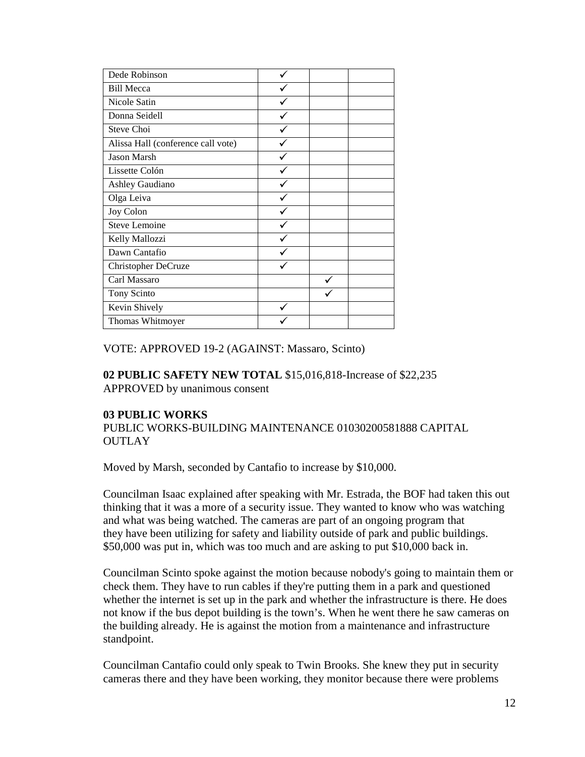| Dede Robinson | ✓ | | |
|---|---|---|---|
| Bill Mecca | ✓ | | |
| Nicole Satin | ✓ | | |
| Donna Seidell | ✓ | | |
| Steve Choi | ✓ | | |
| Alissa Hall (conference call vote) | ✓ | | |
| Jason Marsh | ✓ | | |
| Lissette Colón | ✓ | | |
| Ashley Gaudiano | ✓ | | |
| Olga Leiva | ✓ | | |
| Joy Colon | ✓ | | |
| Steve Lemoine | ✓ | | |
| Kelly Mallozzi | ✓ | | |
| Dawn Cantafio | ✓ | | |
| Christopher DeCruze | ✓ | | |
| Carl Massaro | | ✓ | |
| Tony Scinto | | ✓ | |
| Kevin Shively | ✓ | | |
| Thomas Whitmoyer | ✓ | | |

VOTE: APPROVED 19-2 (AGAINST: Massaro, Scinto)

**02 PUBLIC SAFETY NEW TOTAL** $15,016,818-Increase of $22,235
APPROVED by unanimous consent

**03 PUBLIC WORKS**
PUBLIC WORKS-BUILDING MAINTENANCE 01030200581888 CAPITAL OUTLAY

Moved by Marsh, seconded by Cantafio to increase by $10,000.

Councilman Isaac explained after speaking with Mr. Estrada, the BOF had taken this out thinking that it was a more of a security issue. They wanted to know who was watching and what was being watched. The cameras are part of an ongoing program that they have been utilizing for safety and liability outside of park and public buildings. $50,000 was put in, which was too much and are asking to put $10,000 back in.

Councilman Scinto spoke against the motion because nobody's going to maintain them or check them. They have to run cables if they're putting them in a park and questioned whether the internet is set up in the park and whether the infrastructure is there. He does not know if the bus depot building is the town's. When he went there he saw cameras on the building already. He is against the motion from a maintenance and infrastructure standpoint.

Councilman Cantafio could only speak to Twin Brooks. She knew they put in security cameras there and they have been working, they monitor because there were problems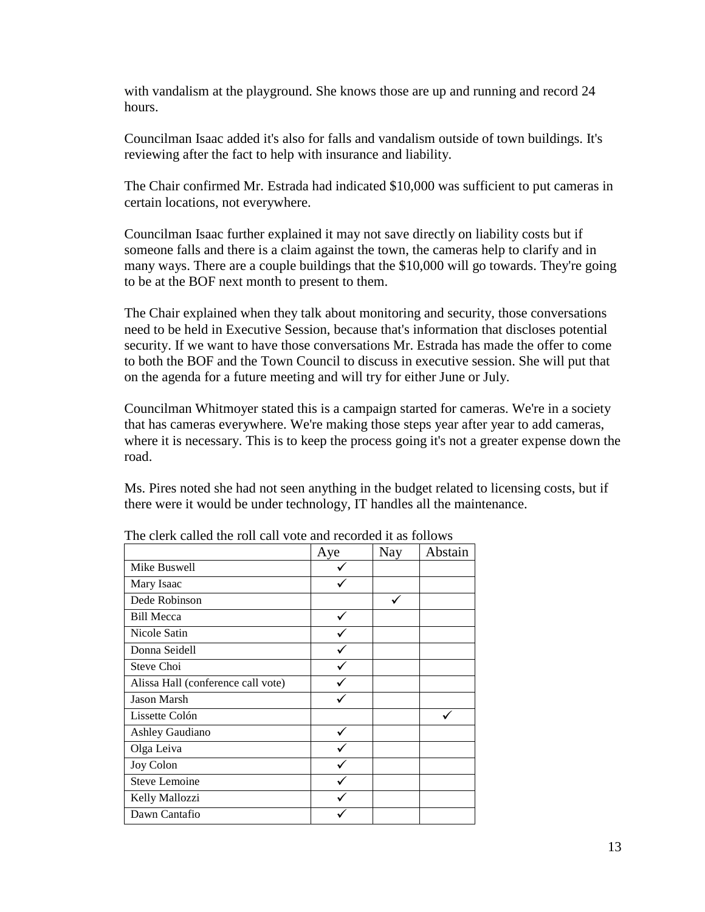with vandalism at the playground. She knows those are up and running and record 24 hours.

Councilman Isaac added it's also for falls and vandalism outside of town buildings. It's reviewing after the fact to help with insurance and liability.

The Chair confirmed Mr. Estrada had indicated $10,000 was sufficient to put cameras in certain locations, not everywhere.

Councilman Isaac further explained it may not save directly on liability costs but if someone falls and there is a claim against the town, the cameras help to clarify and in many ways. There are a couple buildings that the $10,000 will go towards. They're going to be at the BOF next month to present to them.

The Chair explained when they talk about monitoring and security, those conversations need to be held in Executive Session, because that's information that discloses potential security. If we want to have those conversations Mr. Estrada has made the offer to come to both the BOF and the Town Council to discuss in executive session. She will put that on the agenda for a future meeting and will try for either June or July.

Councilman Whitmoyer stated this is a campaign started for cameras. We're in a society that has cameras everywhere. We're making those steps year after year to add cameras, where it is necessary. This is to keep the process going it's not a greater expense down the road.

Ms. Pires noted she had not seen anything in the budget related to licensing costs, but if there were it would be under technology, IT handles all the maintenance.

The clerk called the roll call vote and recorded it as follows

| | Aye | Nay | Abstain |
|---|---|---|---|
| Mike Buswell | ✓ | | |
| Mary Isaac | ✓ | | |
| Dede Robinson | | ✓ | |
| Bill Mecca | ✓ | | |
| Nicole Satin | ✓ | | |
| Donna Seidell | ✓ | | |
| Steve Choi | ✓ | | |
| Alissa Hall (conference call vote) | ✓ | | |
| Jason Marsh | ✓ | | |
| Lissette Colón | | | ✓ |
| Ashley Gaudiano | ✓ | | |
| Olga Leiva | ✓ | | |
| Joy Colon | ✓ | | |
| Steve Lemoine | ✓ | | |
| Kelly Mallozzi | ✓ | | |
| Dawn Cantafio | ✓ | | |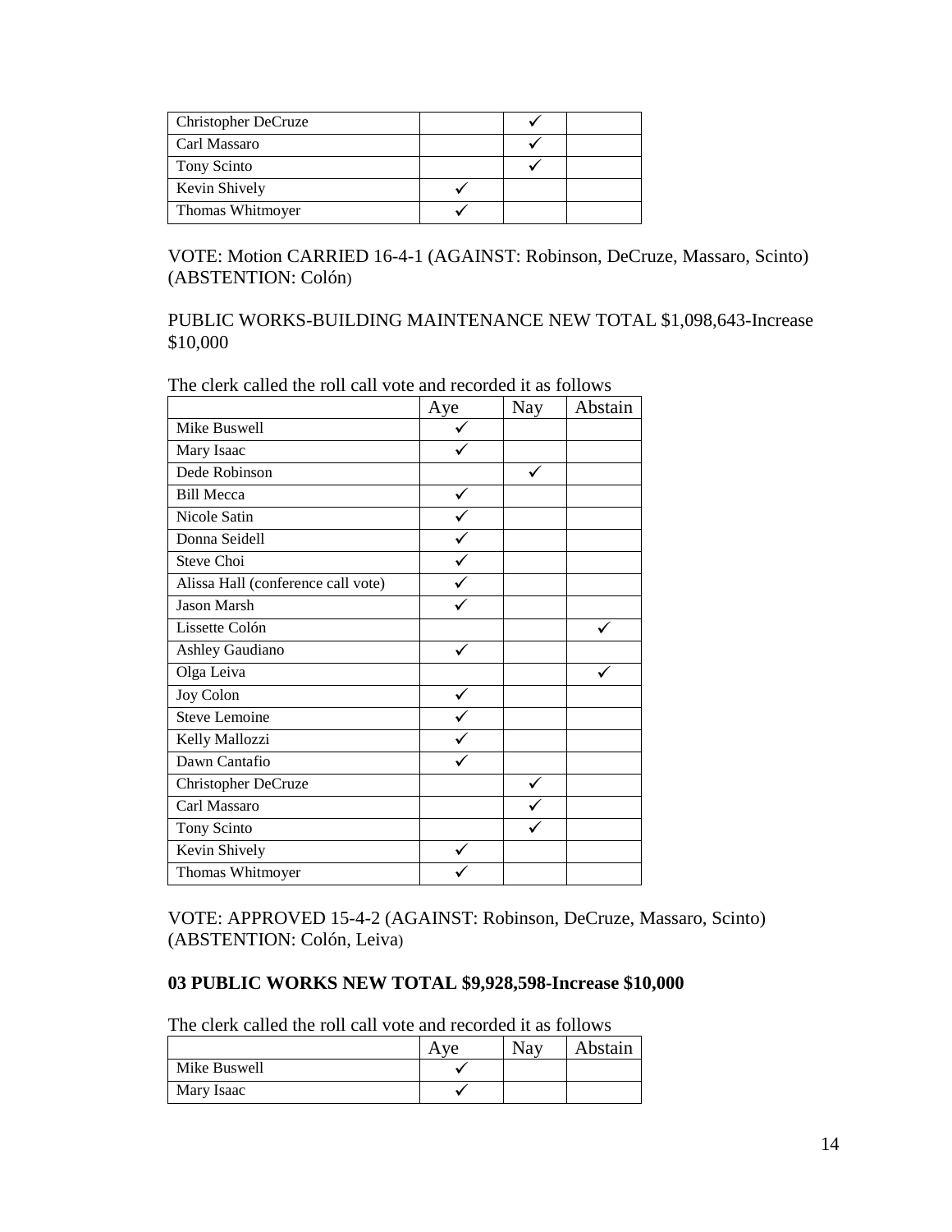| | | | |
|---|---|---|---|
| Christopher DeCruze | | ✓ | |
| Carl Massaro | | ✓ | |
| Tony Scinto | | ✓ | |
| Kevin Shively | ✓ | | |
| Thomas Whitmoyer | ✓ | | |

VOTE: Motion CARRIED 16-4-1 (AGAINST: Robinson, DeCruze, Massaro, Scinto) (ABSTENTION: Colón)

PUBLIC WORKS-BUILDING MAINTENANCE NEW TOTAL $1,098,643-Increase $10,000

The clerk called the roll call vote and recorded it as follows

| | Aye | Nay | Abstain |
|---|---|---|---|
| Mike Buswell | ✓ | | |
| Mary Isaac | ✓ | | |
| Dede Robinson | | ✓ | |
| Bill Mecca | ✓ | | |
| Nicole Satin | ✓ | | |
| Donna Seidell | ✓ | | |
| Steve Choi | ✓ | | |
| Alissa Hall (conference call vote) | ✓ | | |
| Jason Marsh | ✓ | | |
| Lissette Colón | | | ✓ |
| Ashley Gaudiano | ✓ | | |
| Olga Leiva | | | ✓ |
| Joy Colon | ✓ | | |
| Steve Lemoine | ✓ | | |
| Kelly Mallozzi | ✓ | | |
| Dawn Cantafio | ✓ | | |
| Christopher DeCruze | | ✓ | |
| Carl Massaro | | ✓ | |
| Tony Scinto | | ✓ | |
| Kevin Shively | ✓ | | |
| Thomas Whitmoyer | ✓ | | |

VOTE: APPROVED 15-4-2 (AGAINST: Robinson, DeCruze, Massaro, Scinto) (ABSTENTION: Colón, Leiva)

**03 PUBLIC WORKS NEW TOTAL $9,928,598-Increase $10,000**

The clerk called the roll call vote and recorded it as follows

| | Aye | Nay | Abstain |
|---|---|---|---|
| Mike Buswell | ✓ | | |
| Mary Isaac | ✓ | | |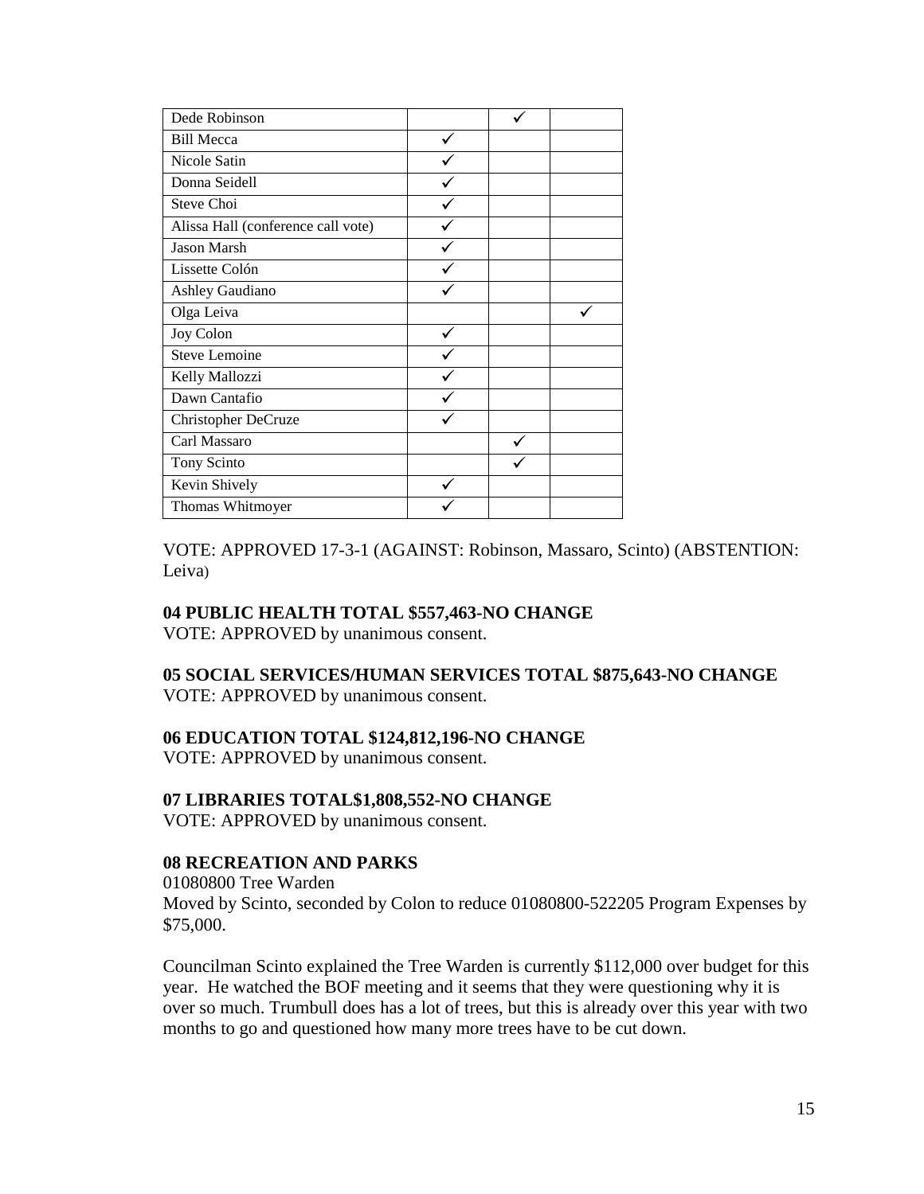| | | | |
|---|---|---|---|
| Dede Robinson | | ✓ | |
| Bill Mecca | ✓ | | |
| Nicole Satin | ✓ | | |
| Donna Seidell | ✓ | | |
| Steve Choi | ✓ | | |
| Alissa Hall (conference call vote) | ✓ | | |
| Jason Marsh | ✓ | | |
| Lissette Colón | ✓ | | |
| Ashley Gaudiano | ✓ | | |
| Olga Leiva | | | ✓ |
| Joy Colon | ✓ | | |
| Steve Lemoine | ✓ | | |
| Kelly Mallozzi | ✓ | | |
| Dawn Cantafio | ✓ | | |
| Christopher DeCruze | ✓ | | |
| Carl Massaro | | ✓ | |
| Tony Scinto | | ✓ | |
| Kevin Shively | ✓ | | |
| Thomas Whitmoyer | ✓ | | |

VOTE: APPROVED 17-3-1 (AGAINST: Robinson, Massaro, Scinto) (ABSTENTION: Leiva)

**04 PUBLIC HEALTH TOTAL $557,463-NO CHANGE**
VOTE: APPROVED by unanimous consent.

**05 SOCIAL SERVICES/HUMAN SERVICES TOTAL $875,643-NO CHANGE**
VOTE: APPROVED by unanimous consent.

**06 EDUCATION TOTAL $124,812,196-NO CHANGE**
VOTE: APPROVED by unanimous consent.

**07 LIBRARIES TOTAL$1,808,552-NO CHANGE**
VOTE: APPROVED by unanimous consent.

**08 RECREATION AND PARKS**
01080800 Tree Warden
Moved by Scinto, seconded by Colon to reduce 01080800-522205 Program Expenses by $75,000.

Councilman Scinto explained the Tree Warden is currently $112,000 over budget for this year. He watched the BOF meeting and it seems that they were questioning why it is over so much. Trumbull does has a lot of trees, but this is already over this year with two months to go and questioned how many more trees have to be cut down.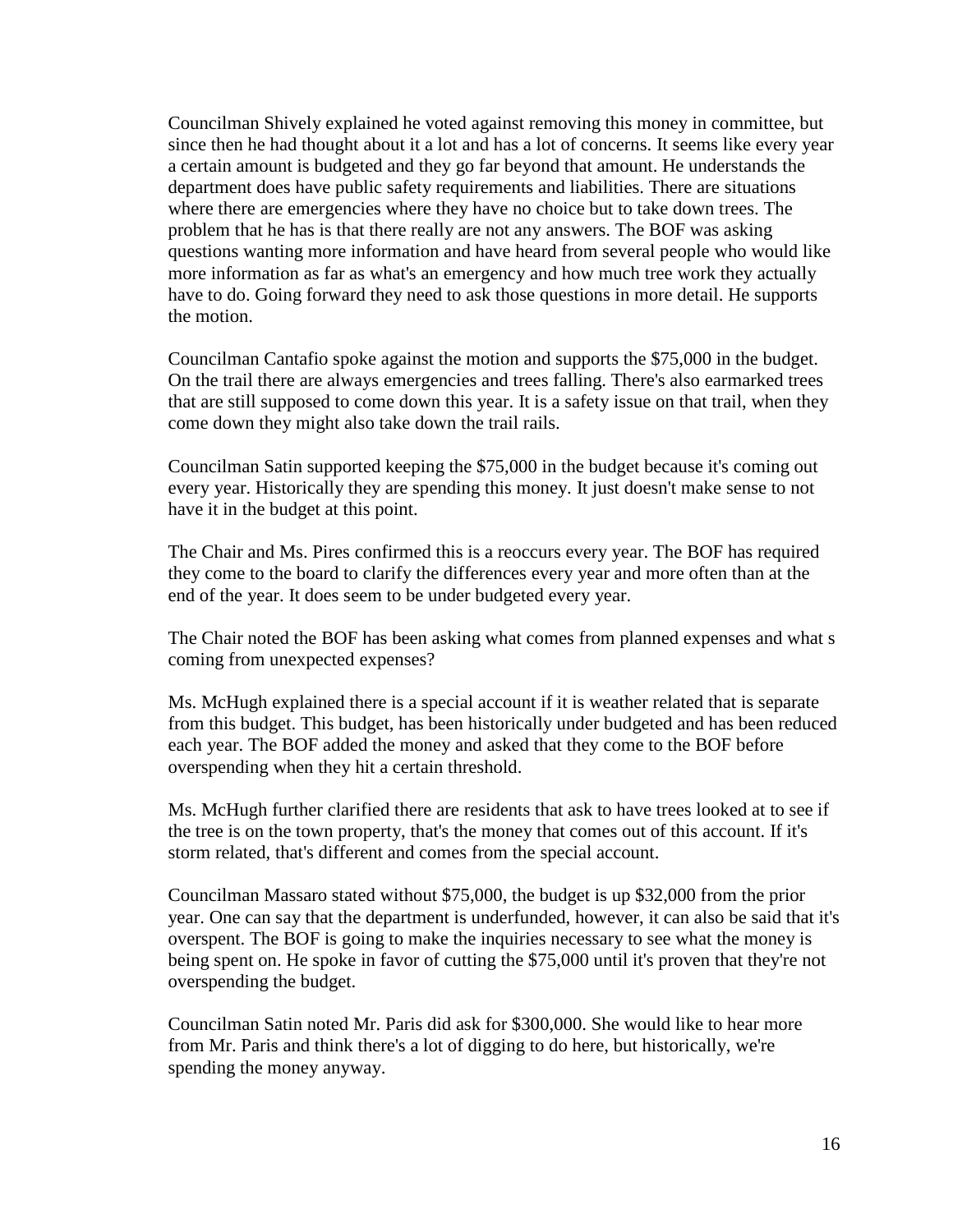Councilman Shively explained he voted against removing this money in committee, but since then he had thought about it a lot and has a lot of concerns. It seems like every year a certain amount is budgeted and they go far beyond that amount. He understands the department does have public safety requirements and liabilities. There are situations where there are emergencies where they have no choice but to take down trees. The problem that he has is that there really are not any answers. The BOF was asking questions wanting more information and have heard from several people who would like more information as far as what's an emergency and how much tree work they actually have to do. Going forward they need to ask those questions in more detail. He supports the motion.

Councilman Cantafio spoke against the motion and supports the $75,000 in the budget. On the trail there are always emergencies and trees falling. There's also earmarked trees that are still supposed to come down this year. It is a safety issue on that trail, when they come down they might also take down the trail rails.

Councilman Satin supported keeping the $75,000 in the budget because it's coming out every year. Historically they are spending this money. It just doesn't make sense to not have it in the budget at this point.

The Chair and Ms. Pires confirmed this is a reoccurs every year. The BOF has required they come to the board to clarify the differences every year and more often than at the end of the year. It does seem to be under budgeted every year.

The Chair noted the BOF has been asking what comes from planned expenses and what s coming from unexpected expenses?

Ms. McHugh explained there is a special account if it is weather related that is separate from this budget. This budget, has been historically under budgeted and has been reduced each year. The BOF added the money and asked that they come to the BOF before overspending when they hit a certain threshold.

Ms. McHugh further clarified there are residents that ask to have trees looked at to see if the tree is on the town property, that's the money that comes out of this account. If it's storm related, that's different and comes from the special account.

Councilman Massaro stated without $75,000, the budget is up $32,000 from the prior year. One can say that the department is underfunded, however, it can also be said that it's overspent. The BOF is going to make the inquiries necessary to see what the money is being spent on. He spoke in favor of cutting the $75,000 until it's proven that they're not overspending the budget.

Councilman Satin noted Mr. Paris did ask for $300,000. She would like to hear more from Mr. Paris and think there's a lot of digging to do here, but historically, we're spending the money anyway.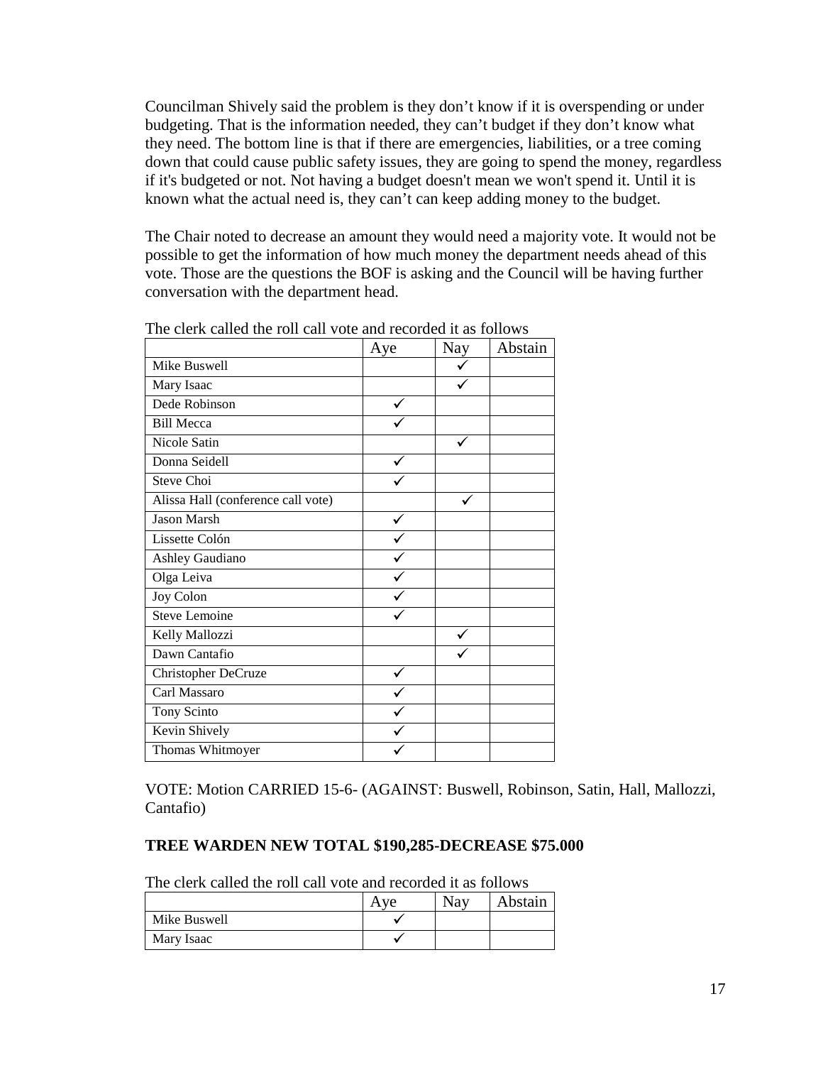Councilman Shively said the problem is they don't know if it is overspending or under budgeting. That is the information needed, they can't budget if they don't know what they need. The bottom line is that if there are emergencies, liabilities, or a tree coming down that could cause public safety issues, they are going to spend the money, regardless if it's budgeted or not. Not having a budget doesn't mean we won't spend it. Until it is known what the actual need is, they can't can keep adding money to the budget.

The Chair noted to decrease an amount they would need a majority vote. It would not be possible to get the information of how much money the department needs ahead of this vote. Those are the questions the BOF is asking and the Council will be having further conversation with the department head.

The clerk called the roll call vote and recorded it as follows

| | Aye | Nay | Abstain |
|---|---|---|---|
| Mike Buswell | | ✓ | |
| Mary Isaac | | ✓ | |
| Dede Robinson | ✓ | | |
| Bill Mecca | ✓ | | |
| Nicole Satin | | ✓ | |
| Donna Seidell | ✓ | | |
| Steve Choi | ✓ | | |
| Alissa Hall (conference call vote) | | ✓ | |
| Jason Marsh | ✓ | | |
| Lissette Colón | ✓ | | |
| Ashley Gaudiano | ✓ | | |
| Olga Leiva | ✓ | | |
| Joy Colon | ✓ | | |
| Steve Lemoine | ✓ | | |
| Kelly Mallozzi | | ✓ | |
| Dawn Cantafio | | ✓ | |
| Christopher DeCruze | ✓ | | |
| Carl Massaro | ✓ | | |
| Tony Scinto | ✓ | | |
| Kevin Shively | ✓ | | |
| Thomas Whitmoyer | ✓ | | |

VOTE: Motion CARRIED 15-6- (AGAINST: Buswell, Robinson, Satin, Hall, Mallozzi, Cantafio)

**TREE WARDEN NEW TOTAL $190,285-DECREASE $75.000**

The clerk called the roll call vote and recorded it as follows

| | Aye | Nay | Abstain |
|---|---|---|---|
| Mike Buswell | ✓ | | |
| Mary Isaac | ✓ | | |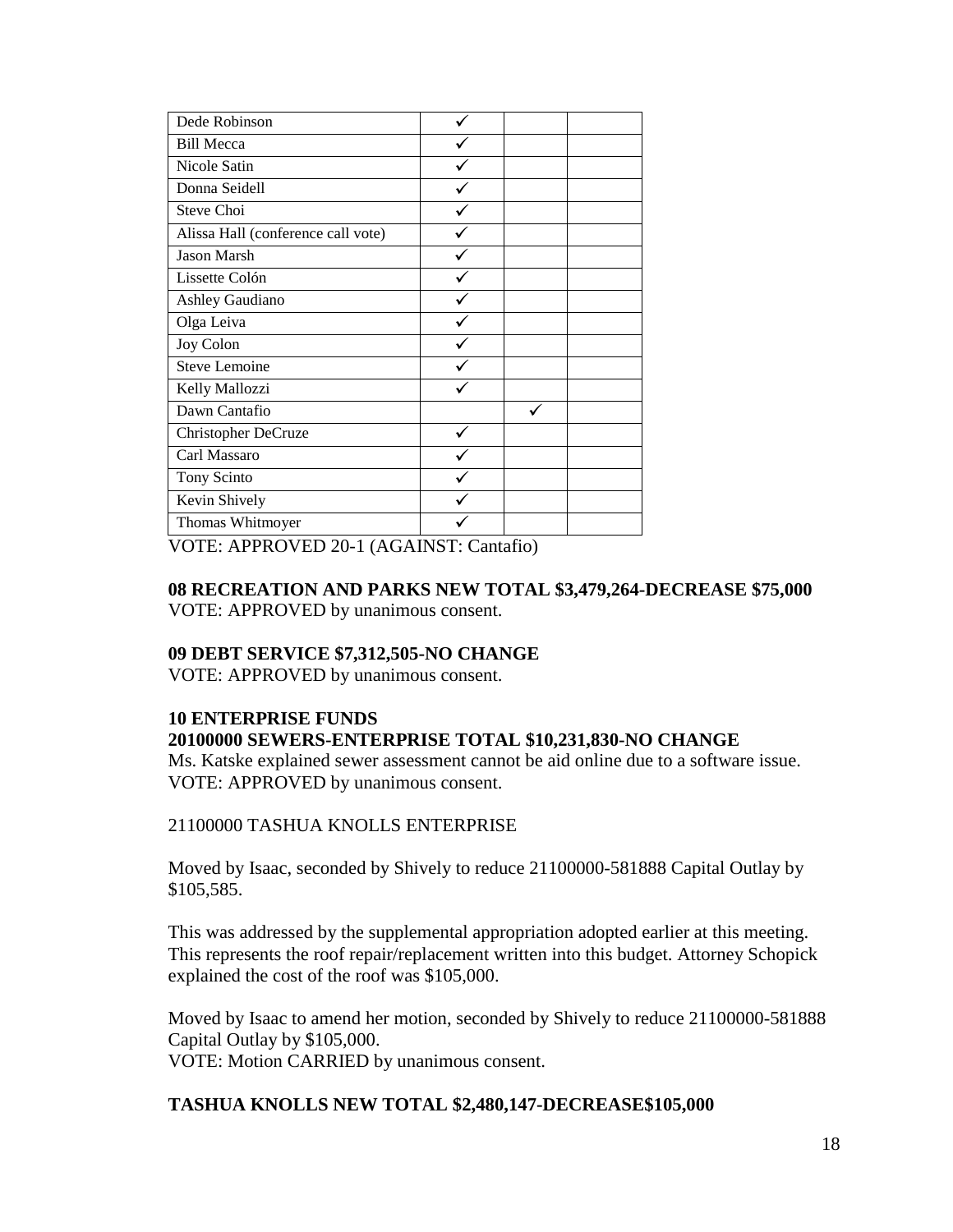| Dede Robinson | ✓ | | |
|---|---|---|---|
| Bill Mecca | ✓ | | |
| Nicole Satin | ✓ | | |
| Donna Seidell | ✓ | | |
| Steve Choi | ✓ | | |
| Alissa Hall (conference call vote) | ✓ | | |
| Jason Marsh | ✓ | | |
| Lissette Colón | ✓ | | |
| Ashley Gaudiano | ✓ | | |
| Olga Leiva | ✓ | | |
| Joy Colon | ✓ | | |
| Steve Lemoine | ✓ | | |
| Kelly Mallozzi | ✓ | | |
| Dawn Cantafio | | ✓ | |
| Christopher DeCruze | ✓ | | |
| Carl Massaro | ✓ | | |
| Tony Scinto | ✓ | | |
| Kevin Shively | ✓ | | |
| Thomas Whitmoyer | ✓ | | |

VOTE: APPROVED 20-1 (AGAINST: Cantafio)

**08 RECREATION AND PARKS NEW TOTAL $3,479,264-DECREASE $75,000**
VOTE: APPROVED by unanimous consent.

**09 DEBT SERVICE $7,312,505-NO CHANGE**
VOTE: APPROVED by unanimous consent.

**10 ENTERPRISE FUNDS**
**20100000 SEWERS-ENTERPRISE TOTAL $10,231,830-NO CHANGE**
Ms. Katske explained sewer assessment cannot be aid online due to a software issue.
VOTE: APPROVED by unanimous consent.

21100000 TASHUA KNOLLS ENTERPRISE

Moved by Isaac, seconded by Shively to reduce 21100000-581888 Capital Outlay by $105,585.

This was addressed by the supplemental appropriation adopted earlier at this meeting. This represents the roof repair/replacement written into this budget. Attorney Schopick explained the cost of the roof was $105,000.

Moved by Isaac to amend her motion, seconded by Shively to reduce 21100000-581888 Capital Outlay by $105,000.
VOTE: Motion CARRIED by unanimous consent.

**TASHUA KNOLLS NEW TOTAL $2,480,147-DECREASE$105,000**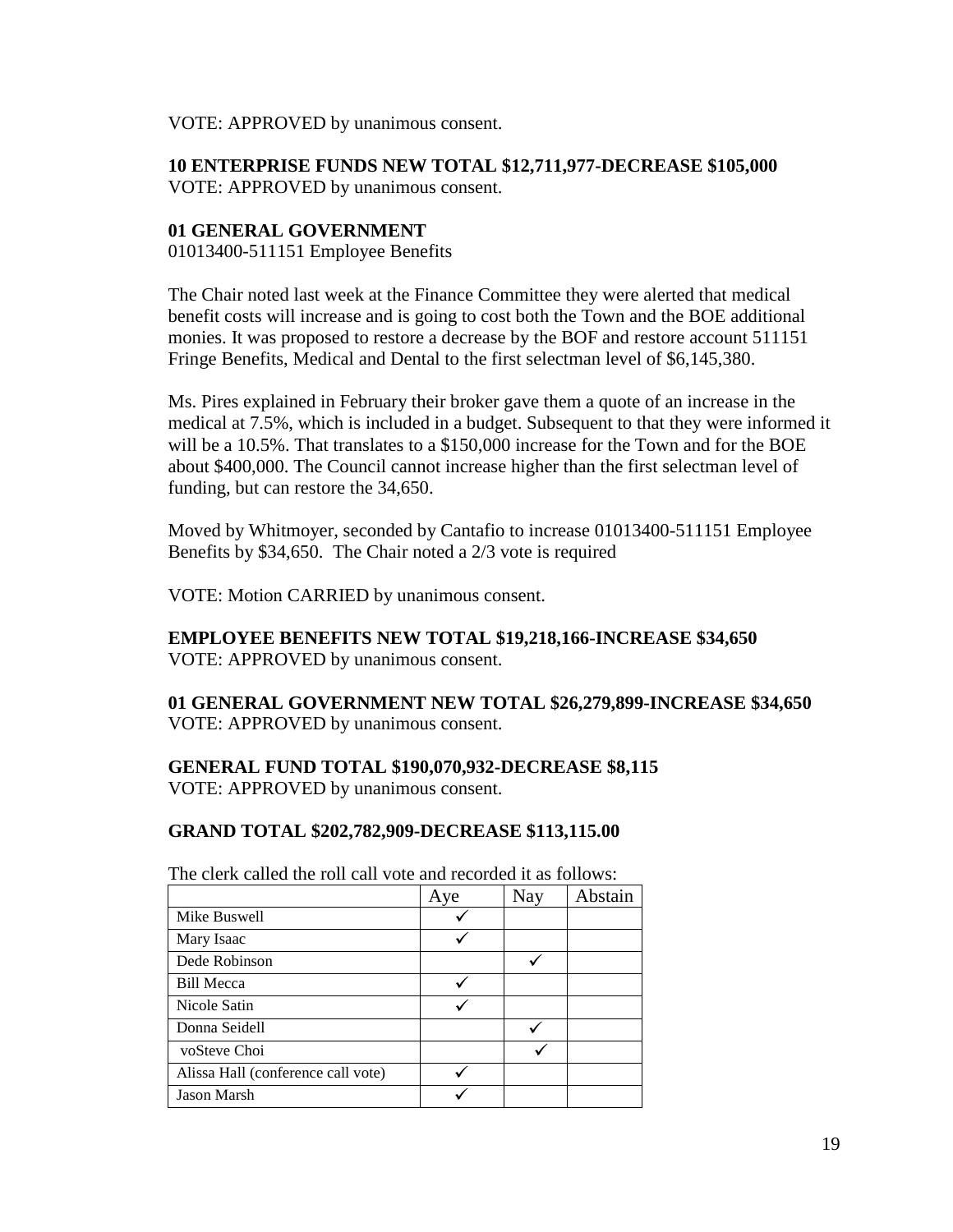VOTE: APPROVED by unanimous consent.

**10 ENTERPRISE FUNDS NEW TOTAL $12,711,977-DECREASE $105,000**
VOTE: APPROVED by unanimous consent.

**01 GENERAL GOVERNMENT**
01013400-511151 Employee Benefits

The Chair noted last week at the Finance Committee they were alerted that medical benefit costs will increase and is going to cost both the Town and the BOE additional monies. It was proposed to restore a decrease by the BOF and restore account 511151 Fringe Benefits, Medical and Dental to the first selectman level of $6,145,380.

Ms. Pires explained in February their broker gave them a quote of an increase in the medical at 7.5%, which is included in a budget. Subsequent to that they were informed it will be a 10.5%. That translates to a $150,000 increase for the Town and for the BOE about $400,000. The Council cannot increase higher than the first selectman level of funding, but can restore the 34,650.

Moved by Whitmoyer, seconded by Cantafio to increase 01013400-511151 Employee Benefits by $34,650. The Chair noted a 2/3 vote is required

VOTE: Motion CARRIED by unanimous consent.

**EMPLOYEE BENEFITS NEW TOTAL $19,218,166-INCREASE $34,650**
VOTE: APPROVED by unanimous consent.

**01 GENERAL GOVERNMENT NEW TOTAL $26,279,899-INCREASE $34,650**
VOTE: APPROVED by unanimous consent.

**GENERAL FUND TOTAL $190,070,932-DECREASE $8,115**
VOTE: APPROVED by unanimous consent.

**GRAND TOTAL $202,782,909-DECREASE $113,115.00**

The clerk called the roll call vote and recorded it as follows:

| | Aye | Nay | Abstain |
|---|---|---|---|
| Mike Buswell | ✓ | | |
| Mary Isaac | ✓ | | |
| Dede Robinson | | ✓ | |
| Bill Mecca | ✓ | | |
| Nicole Satin | ✓ | | |
| Donna Seidell | | ✓ | |
| voSteve Choi | | ✓ | |
| Alissa Hall (conference call vote) | ✓ | | |
| Jason Marsh | ✓ | | |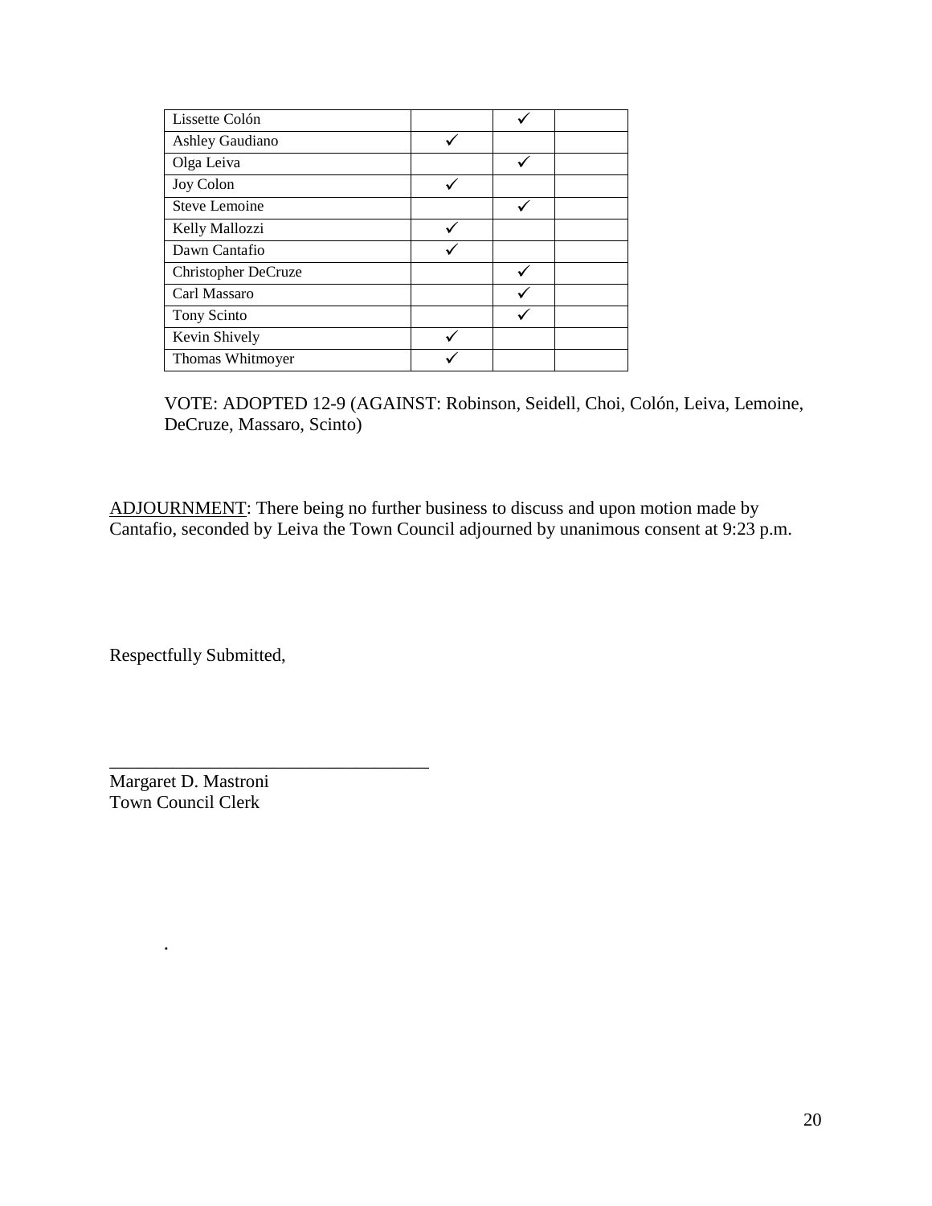| | | | |
|---|---|---|---|
| Lissette Colón | | ✓ | |
| Ashley Gaudiano | ✓ | | |
| Olga Leiva | | ✓ | |
| Joy Colon | ✓ | | |
| Steve Lemoine | | ✓ | |
| Kelly Mallozzi | ✓ | | |
| Dawn Cantafio | ✓ | | |
| Christopher DeCruze | | ✓ | |
| Carl Massaro | | ✓ | |
| Tony Scinto | | ✓ | |
| Kevin Shively | ✓ | | |
| Thomas Whitmoyer | ✓ | | |

VOTE: ADOPTED 12-9 (AGAINST: Robinson, Seidell, Choi, Colón, Leiva, Lemoine, DeCruze, Massaro, Scinto)

ADJOURNMENT: There being no further business to discuss and upon motion made by Cantafio, seconded by Leiva the Town Council adjourned by unanimous consent at 9:23 p.m.

Respectfully Submitted,

\_\_\_\_\_\_\_\_\_\_\_\_\_\_\_\_\_\_\_\_\_\_\_\_\_\_\_\_\_\_\_\_\_\_\_

Margaret D. Mastroni
Town Council Clerk

.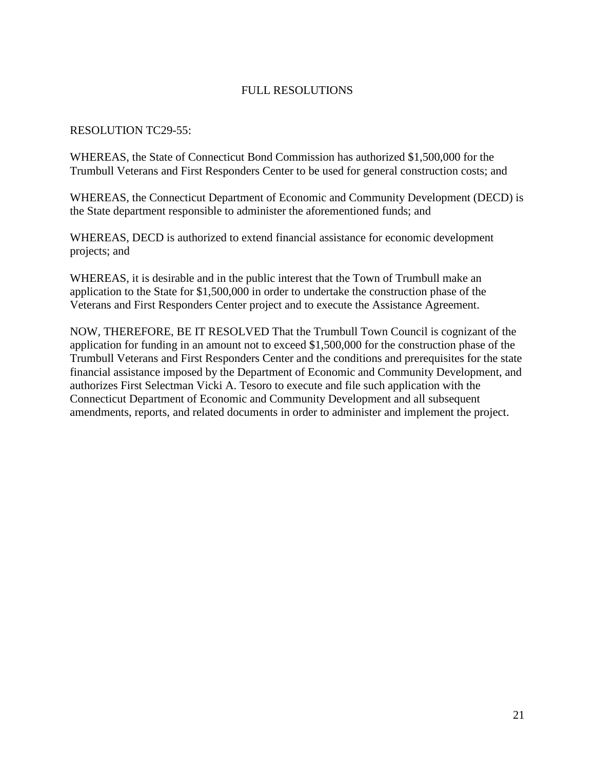# FULL RESOLUTIONS

RESOLUTION TC29-55:

WHEREAS, the State of Connecticut Bond Commission has authorized $1,500,000 for the Trumbull Veterans and First Responders Center to be used for general construction costs; and

WHEREAS, the Connecticut Department of Economic and Community Development (DECD) is the State department responsible to administer the aforementioned funds; and

WHEREAS, DECD is authorized to extend financial assistance for economic development projects; and

WHEREAS, it is desirable and in the public interest that the Town of Trumbull make an application to the State for $1,500,000 in order to undertake the construction phase of the Veterans and First Responders Center project and to execute the Assistance Agreement.

NOW, THEREFORE, BE IT RESOLVED That the Trumbull Town Council is cognizant of the application for funding in an amount not to exceed $1,500,000 for the construction phase of the Trumbull Veterans and First Responders Center and the conditions and prerequisites for the state financial assistance imposed by the Department of Economic and Community Development, and authorizes First Selectman Vicki A. Tesoro to execute and file such application with the Connecticut Department of Economic and Community Development and all subsequent amendments, reports, and related documents in order to administer and implement the project.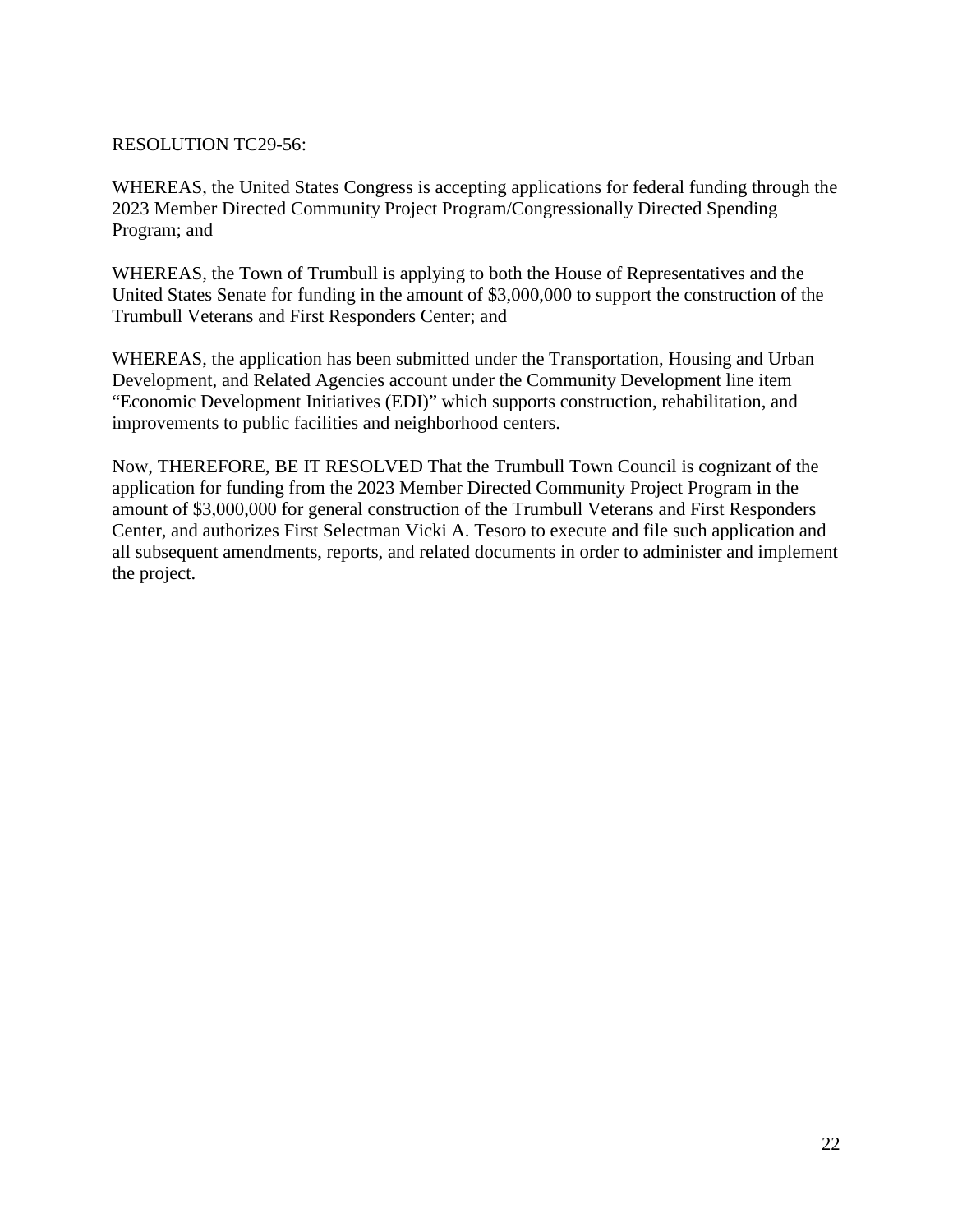RESOLUTION TC29-56:

WHEREAS, the United States Congress is accepting applications for federal funding through the 2023 Member Directed Community Project Program/Congressionally Directed Spending Program; and

WHEREAS, the Town of Trumbull is applying to both the House of Representatives and the United States Senate for funding in the amount of $3,000,000 to support the construction of the Trumbull Veterans and First Responders Center; and

WHEREAS, the application has been submitted under the Transportation, Housing and Urban Development, and Related Agencies account under the Community Development line item "Economic Development Initiatives (EDI)" which supports construction, rehabilitation, and improvements to public facilities and neighborhood centers.

Now, THEREFORE, BE IT RESOLVED That the Trumbull Town Council is cognizant of the application for funding from the 2023 Member Directed Community Project Program in the amount of $3,000,000 for general construction of the Trumbull Veterans and First Responders Center, and authorizes First Selectman Vicki A. Tesoro to execute and file such application and all subsequent amendments, reports, and related documents in order to administer and implement the project.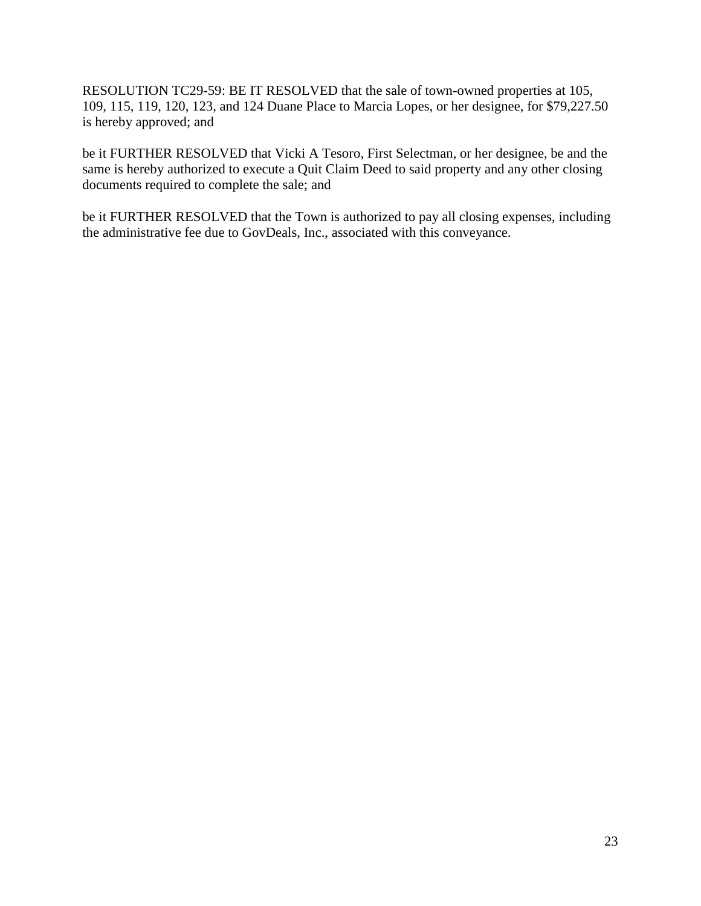RESOLUTION TC29-59: BE IT RESOLVED that the sale of town-owned properties at 105, 109, 115, 119, 120, 123, and 124 Duane Place to Marcia Lopes, or her designee, for $79,227.50 is hereby approved; and

be it FURTHER RESOLVED that Vicki A Tesoro, First Selectman, or her designee, be and the same is hereby authorized to execute a Quit Claim Deed to said property and any other closing documents required to complete the sale; and

be it FURTHER RESOLVED that the Town is authorized to pay all closing expenses, including the administrative fee due to GovDeals, Inc., associated with this conveyance.